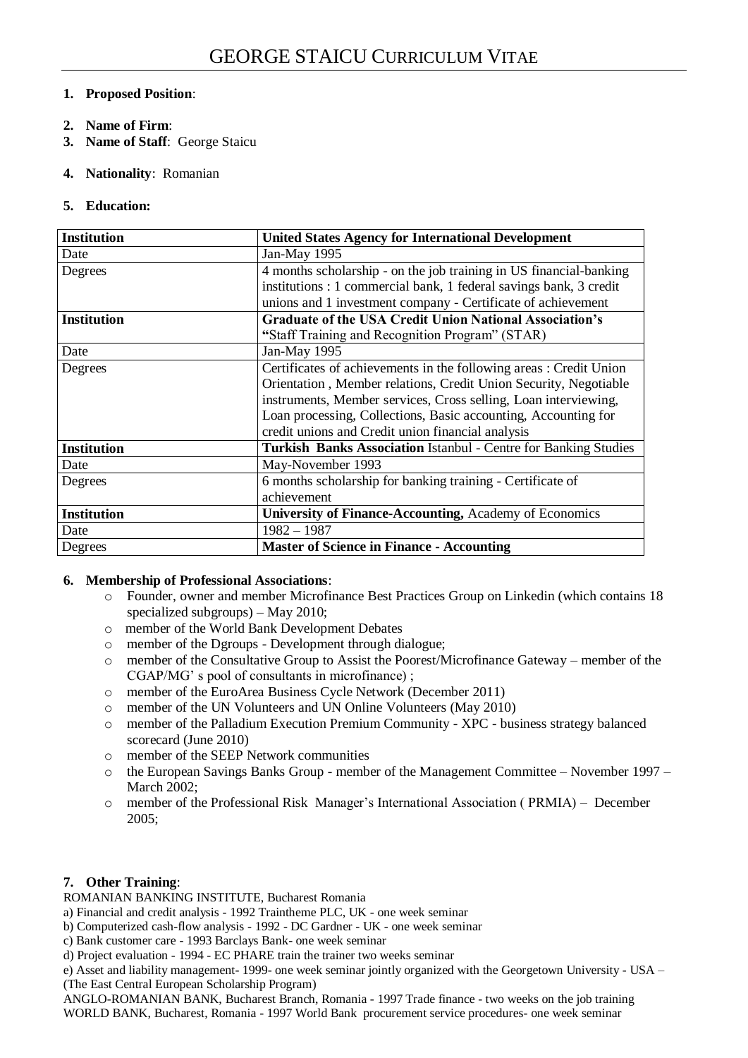# GEORGE STAICU CURRICULUM VITAE

1. **Proposed Position**:

2. **Name of Firm**:
3. **Name of Staff**: George Staicu

4. **Nationality**: Romanian

5. **Education:**

| **Institution** | **United States Agency for International Development** |
|---|---|
| Date | Jan-May 1995 |
| Degrees | 4 months scholarship - on the job training in US financial-banking institutions : 1 commercial bank, 1 federal savings bank, 3 credit unions and 1 investment company - Certificate of achievement |
| **Institution** | **Graduate of the USA Credit Union National Association's "**Staff Training and Recognition Program" (STAR) |
| Date | Jan-May 1995 |
| Degrees | Certificates of achievements in the following areas : Credit Union Orientation , Member relations, Credit Union Security, Negotiable instruments, Member services, Cross selling, Loan interviewing, Loan processing, Collections, Basic accounting, Accounting for credit unions and Credit union financial analysis |
| **Institution** | **Turkish Banks Association** Istanbul - Centre for Banking Studies |
| Date | May-November 1993 |
| Degrees | 6 months scholarship for banking training - Certificate of achievement |
| **Institution** | **University of Finance-Accounting,** Academy of Economics |
| Date | 1982 – 1987 |
| Degrees | **Master of Science in Finance - Accounting** |

6. **Membership of Professional Associations**:
   - Founder, owner and member Microfinance Best Practices Group on Linkedin (which contains 18 specialized subgroups) – May 2010;
   - member of the World Bank Development Debates
   - member of the Dgroups - Development through dialogue;
   - member of the Consultative Group to Assist the Poorest/Microfinance Gateway – member of the CGAP/MG' s pool of consultants in microfinance) ;
   - member of the EuroArea Business Cycle Network (December 2011)
   - member of the UN Volunteers and UN Online Volunteers (May 2010)
   - member of the Palladium Execution Premium Community - XPC - business strategy balanced scorecard (June 2010)
   - member of the SEEP Network communities
   - the European Savings Banks Group - member of the Management Committee – November 1997 – March 2002;
   - member of the Professional Risk Manager's International Association ( PRMIA) – December 2005;

7. **Other Training**:

ROMANIAN BANKING INSTITUTE, Bucharest Romania

a) Financial and credit analysis - 1992 Traintheme PLC, UK - one week seminar

b) Computerized cash-flow analysis - 1992 - DC Gardner - UK - one week seminar

c) Bank customer care - 1993 Barclays Bank- one week seminar

d) Project evaluation - 1994 - EC PHARE train the trainer two weeks seminar

e) Asset and liability management- 1999- one week seminar jointly organized with the Georgetown University - USA – (The East Central European Scholarship Program)

ANGLO-ROMANIAN BANK, Bucharest Branch, Romania - 1997 Trade finance - two weeks on the job training

WORLD BANK, Bucharest, Romania - 1997 World Bank procurement service procedures- one week seminar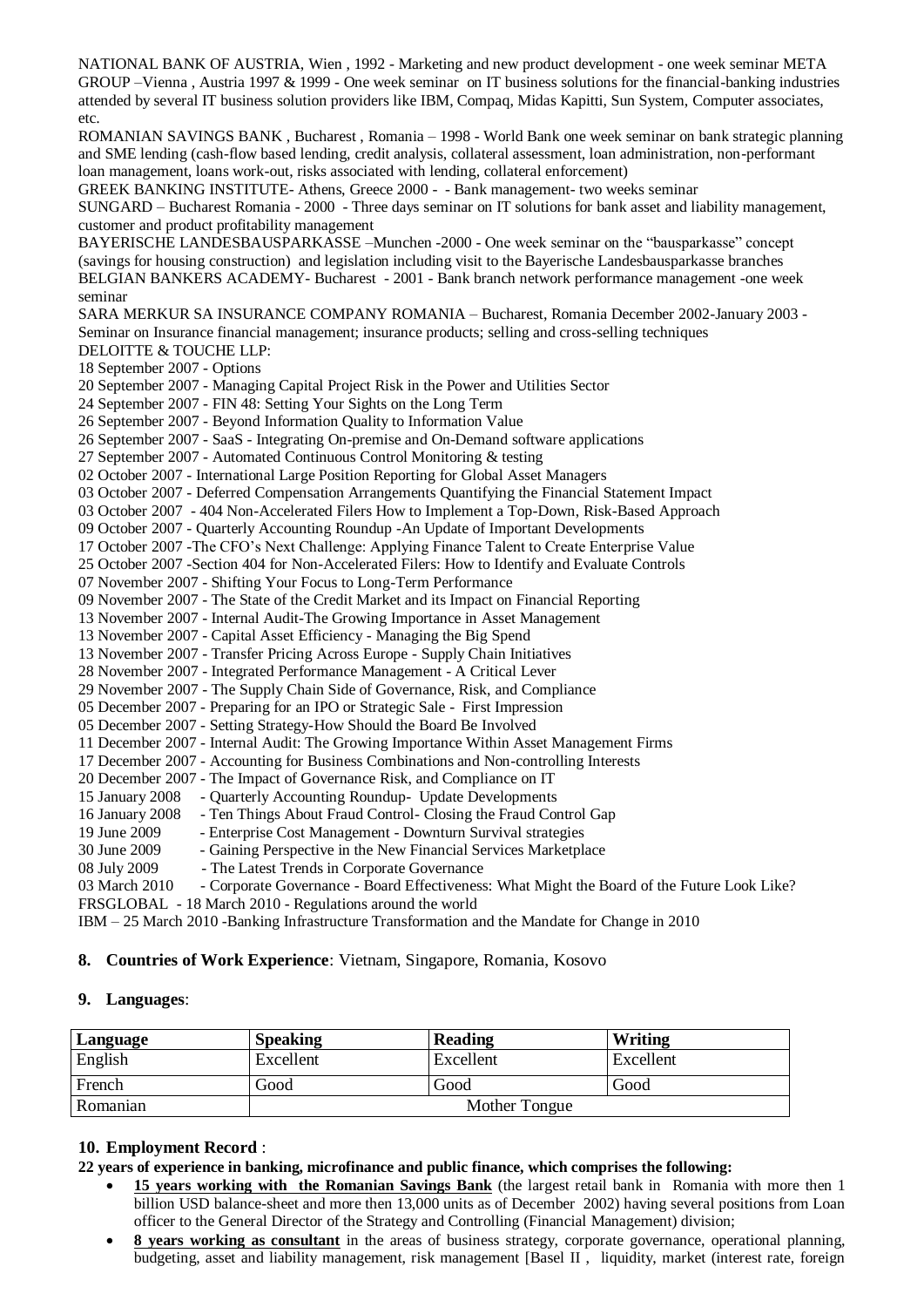NATIONAL BANK OF AUSTRIA, Wien , 1992 - Marketing and new product development - one week seminar META GROUP –Vienna , Austria 1997 & 1999 - One week seminar on IT business solutions for the financial-banking industries attended by several IT business solution providers like IBM, Compaq, Midas Kapitti, Sun System, Computer associates, etc.

ROMANIAN SAVINGS BANK , Bucharest , Romania – 1998 - World Bank one week seminar on bank strategic planning and SME lending (cash-flow based lending, credit analysis, collateral assessment, loan administration, non-performant loan management, loans work-out, risks associated with lending, collateral enforcement)

GREEK BANKING INSTITUTE- Athens, Greece 2000 - - Bank management- two weeks seminar

SUNGARD – Bucharest Romania - 2000 - Three days seminar on IT solutions for bank asset and liability management, customer and product profitability management

BAYERISCHE LANDESBAUSPARKASSE –Munchen -2000 - One week seminar on the "bausparkasse" concept (savings for housing construction) and legislation including visit to the Bayerische Landesbausparkasse branches

BELGIAN BANKERS ACADEMY- Bucharest - 2001 - Bank branch network performance management -one week seminar

SARA MERKUR SA INSURANCE COMPANY ROMANIA – Bucharest, Romania December 2002-January 2003 - Seminar on Insurance financial management; insurance products; selling and cross-selling techniques

DELOITTE & TOUCHE LLP:

18 September 2007 - Options
20 September 2007 - Managing Capital Project Risk in the Power and Utilities Sector
24 September 2007 - FIN 48: Setting Your Sights on the Long Term
26 September 2007 - Beyond Information Quality to Information Value
26 September 2007 - SaaS - Integrating On-premise and On-Demand software applications
27 September 2007 - Automated Continuous Control Monitoring & testing
02 October 2007 - International Large Position Reporting for Global Asset Managers
03 October 2007 - Deferred Compensation Arrangements Quantifying the Financial Statement Impact
03 October 2007 - 404 Non-Accelerated Filers How to Implement a Top-Down, Risk-Based Approach
09 October 2007 - Quarterly Accounting Roundup -An Update of Important Developments
17 October 2007 -The CFO's Next Challenge: Applying Finance Talent to Create Enterprise Value
25 October 2007 -Section 404 for Non-Accelerated Filers: How to Identify and Evaluate Controls
07 November 2007 - Shifting Your Focus to Long-Term Performance
09 November 2007 - The State of the Credit Market and its Impact on Financial Reporting
13 November 2007 - Internal Audit-The Growing Importance in Asset Management
13 November 2007 - Capital Asset Efficiency - Managing the Big Spend
13 November 2007 - Transfer Pricing Across Europe - Supply Chain Initiatives
28 November 2007 - Integrated Performance Management - A Critical Lever
29 November 2007 - The Supply Chain Side of Governance, Risk, and Compliance
05 December 2007 - Preparing for an IPO or Strategic Sale - First Impression
05 December 2007 - Setting Strategy-How Should the Board Be Involved
11 December 2007 - Internal Audit: The Growing Importance Within Asset Management Firms
17 December 2007 - Accounting for Business Combinations and Non-controlling Interests
20 December 2007 - The Impact of Governance Risk, and Compliance on IT
15 January 2008 - Quarterly Accounting Roundup- Update Developments
16 January 2008 - Ten Things About Fraud Control- Closing the Fraud Control Gap
19 June 2009 - Enterprise Cost Management - Downturn Survival strategies
30 June 2009 - Gaining Perspective in the New Financial Services Marketplace
08 July 2009 - The Latest Trends in Corporate Governance
03 March 2010 - Corporate Governance - Board Effectiveness: What Might the Board of the Future Look Like?

FRSGLOBAL - 18 March 2010 - Regulations around the world

IBM – 25 March 2010 -Banking Infrastructure Transformation and the Mandate for Change in 2010

## 8. Countries of Work Experience: Vietnam, Singapore, Romania, Kosovo

## 9. Languages:

| Language | Speaking | Reading | Writing |
|---|---|---|---|
| English | Excellent | Excellent | Excellent |
| French | Good | Good | Good |
| Romanian | Mother Tongue | | |

## 10. Employment Record :

**22 years of experience in banking, microfinance and public finance, which comprises the following:**

- **15 years working with the Romanian Savings Bank** (the largest retail bank in Romania with more then 1 billion USD balance-sheet and more then 13,000 units as of December 2002) having several positions from Loan officer to the General Director of the Strategy and Controlling (Financial Management) division;
- **8 years working as consultant** in the areas of business strategy, corporate governance, operational planning, budgeting, asset and liability management, risk management [Basel II , liquidity, market (interest rate, foreign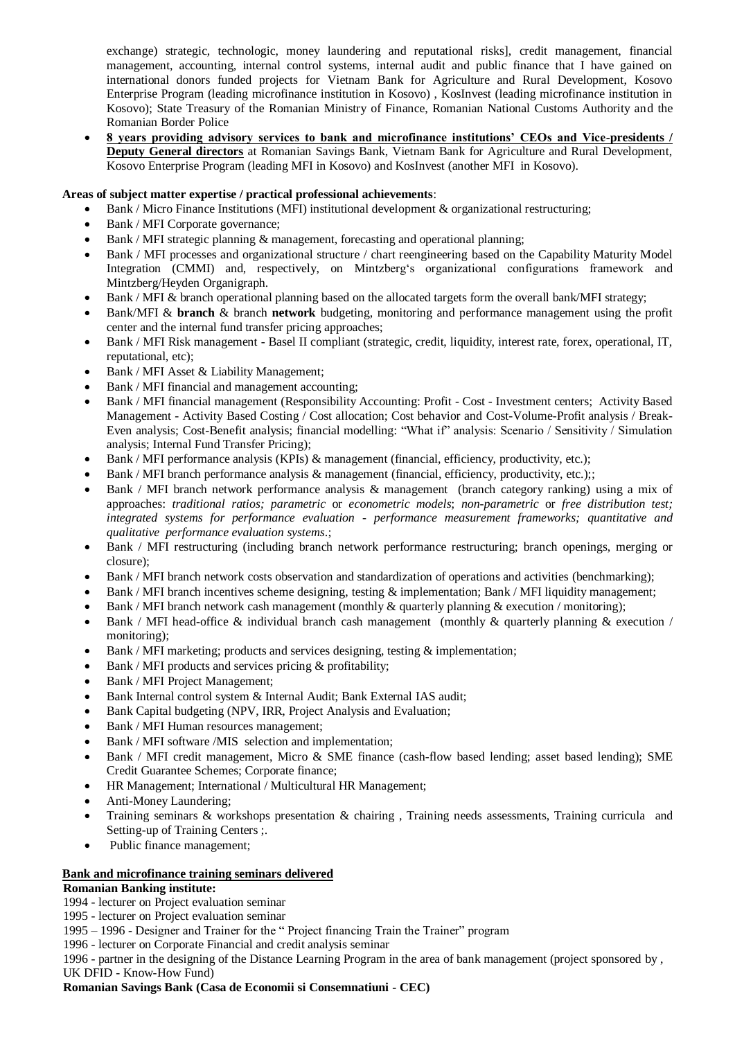exchange) strategic, technologic, money laundering and reputational risks], credit management, financial management, accounting, internal control systems, internal audit and public finance that I have gained on international donors funded projects for Vietnam Bank for Agriculture and Rural Development, Kosovo Enterprise Program (leading microfinance institution in Kosovo) , KosInvest (leading microfinance institution in Kosovo); State Treasury of the Romanian Ministry of Finance, Romanian National Customs Authority and the Romanian Border Police

- **8 years providing advisory services to bank and microfinance institutions' CEOs and Vice-presidents / Deputy General directors** at Romanian Savings Bank, Vietnam Bank for Agriculture and Rural Development, Kosovo Enterprise Program (leading MFI in Kosovo) and KosInvest (another MFI in Kosovo).

**Areas of subject matter expertise / practical professional achievements**:

- Bank / Micro Finance Institutions (MFI) institutional development & organizational restructuring;
- Bank / MFI Corporate governance;
- Bank / MFI strategic planning & management, forecasting and operational planning;
- Bank / MFI processes and organizational structure / chart reengineering based on the Capability Maturity Model Integration (CMMI) and, respectively, on Mintzberg's organizational configurations framework and Mintzberg/Heyden Organigraph.
- Bank / MFI & branch operational planning based on the allocated targets form the overall bank/MFI strategy;
- Bank/MFI & **branch** & branch **network** budgeting, monitoring and performance management using the profit center and the internal fund transfer pricing approaches;
- Bank / MFI Risk management - Basel II compliant (strategic, credit, liquidity, interest rate, forex, operational, IT, reputational, etc);
- Bank / MFI Asset & Liability Management;
- Bank / MFI financial and management accounting;
- Bank / MFI financial management (Responsibility Accounting: Profit - Cost - Investment centers; Activity Based Management - Activity Based Costing / Cost allocation; Cost behavior and Cost-Volume-Profit analysis / Break-Even analysis; Cost-Benefit analysis; financial modelling: "What if" analysis: Scenario / Sensitivity / Simulation analysis; Internal Fund Transfer Pricing);
- Bank / MFI performance analysis (KPIs) & management (financial, efficiency, productivity, etc.);
- Bank / MFI branch performance analysis & management (financial, efficiency, productivity, etc.);;
- Bank / MFI branch network performance analysis & management (branch category ranking) using a mix of approaches: *traditional ratios; parametric* or *econometric models*; *non-parametric* or *free distribution test; integrated systems for performance evaluation - performance measurement frameworks; quantitative and qualitative performance evaluation systems*.;
- Bank / MFI restructuring (including branch network performance restructuring; branch openings, merging or closure);
- Bank / MFI branch network costs observation and standardization of operations and activities (benchmarking);
- Bank / MFI branch incentives scheme designing, testing & implementation; Bank / MFI liquidity management;
- Bank / MFI branch network cash management (monthly & quarterly planning & execution / monitoring);
- Bank / MFI head-office & individual branch cash management (monthly & quarterly planning & execution / monitoring);
- Bank / MFI marketing; products and services designing, testing & implementation;
- Bank / MFI products and services pricing & profitability;
- Bank / MFI Project Management;
- Bank Internal control system & Internal Audit; Bank External IAS audit;
- Bank Capital budgeting (NPV, IRR, Project Analysis and Evaluation;
- Bank / MFI Human resources management;
- Bank / MFI software /MIS selection and implementation;
- Bank / MFI credit management, Micro & SME finance (cash-flow based lending; asset based lending); SME Credit Guarantee Schemes; Corporate finance;
- HR Management; International / Multicultural HR Management;
- Anti-Money Laundering;
- Training seminars & workshops presentation & chairing , Training needs assessments, Training curricula and Setting-up of Training Centers ;.
- Public finance management;

**Bank and microfinance training seminars delivered**

**Romanian Banking institute:**

1994 - lecturer on Project evaluation seminar

1995 - lecturer on Project evaluation seminar

1995 – 1996 - Designer and Trainer for the " Project financing Train the Trainer" program

1996 - lecturer on Corporate Financial and credit analysis seminar

1996 - partner in the designing of the Distance Learning Program in the area of bank management (project sponsored by , UK DFID - Know-How Fund)

**Romanian Savings Bank (Casa de Economii si Consemnatiuni - CEC)**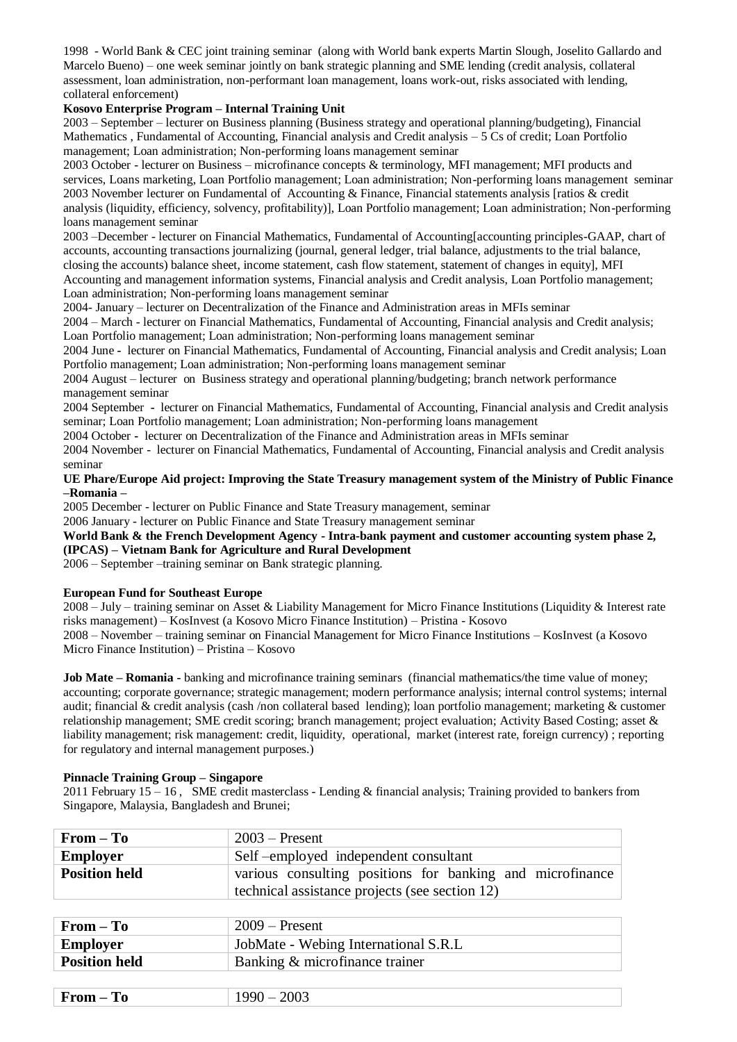1998 - World Bank & CEC joint training seminar (along with World bank experts Martin Slough, Joselito Gallardo and Marcelo Bueno) – one week seminar jointly on bank strategic planning and SME lending (credit analysis, collateral assessment, loan administration, non-performant loan management, loans work-out, risks associated with lending, collateral enforcement)

**Kosovo Enterprise Program – Internal Training Unit**

2003 – September – lecturer on Business planning (Business strategy and operational planning/budgeting), Financial Mathematics , Fundamental of Accounting, Financial analysis and Credit analysis – 5 Cs of credit; Loan Portfolio management; Loan administration; Non-performing loans management seminar

2003 October - lecturer on Business – microfinance concepts & terminology, MFI management; MFI products and services, Loans marketing, Loan Portfolio management; Loan administration; Non-performing loans management seminar

2003 November lecturer on Fundamental of Accounting & Finance, Financial statements analysis [ratios & credit analysis (liquidity, efficiency, solvency, profitability)], Loan Portfolio management; Loan administration; Non-performing loans management seminar

2003 –December - lecturer on Financial Mathematics, Fundamental of Accounting[accounting principles-GAAP, chart of accounts, accounting transactions journalizing (journal, general ledger, trial balance, adjustments to the trial balance, closing the accounts) balance sheet, income statement, cash flow statement, statement of changes in equity], MFI Accounting and management information systems, Financial analysis and Credit analysis, Loan Portfolio management; Loan administration; Non-performing loans management seminar

2004- January – lecturer on Decentralization of the Finance and Administration areas in MFIs seminar

2004 – March - lecturer on Financial Mathematics, Fundamental of Accounting, Financial analysis and Credit analysis; Loan Portfolio management; Loan administration; Non-performing loans management seminar

2004 June - lecturer on Financial Mathematics, Fundamental of Accounting, Financial analysis and Credit analysis; Loan Portfolio management; Loan administration; Non-performing loans management seminar

2004 August – lecturer on Business strategy and operational planning/budgeting; branch network performance management seminar

2004 September - lecturer on Financial Mathematics, Fundamental of Accounting, Financial analysis and Credit analysis seminar; Loan Portfolio management; Loan administration; Non-performing loans management

2004 October - lecturer on Decentralization of the Finance and Administration areas in MFIs seminar

2004 November - lecturer on Financial Mathematics, Fundamental of Accounting, Financial analysis and Credit analysis seminar

**UE Phare/Europe Aid project: Improving the State Treasury management system of the Ministry of Public Finance –Romania –**

2005 December - lecturer on Public Finance and State Treasury management, seminar

2006 January - lecturer on Public Finance and State Treasury management seminar

**World Bank & the French Development Agency - Intra-bank payment and customer accounting system phase 2, (IPCAS) – Vietnam Bank for Agriculture and Rural Development**

2006 – September –training seminar on Bank strategic planning.

**European Fund for Southeast Europe**

2008 – July – training seminar on Asset & Liability Management for Micro Finance Institutions (Liquidity & Interest rate risks management) – KosInvest (a Kosovo Micro Finance Institution) – Pristina - Kosovo

2008 – November – training seminar on Financial Management for Micro Finance Institutions – KosInvest (a Kosovo Micro Finance Institution) – Pristina – Kosovo

**Job Mate – Romania -** banking and microfinance training seminars (financial mathematics/the time value of money; accounting; corporate governance; strategic management; modern performance analysis; internal control systems; internal audit; financial & credit analysis (cash /non collateral based lending); loan portfolio management; marketing & customer relationship management; SME credit scoring; branch management; project evaluation; Activity Based Costing; asset & liability management; risk management: credit, liquidity, operational, market (interest rate, foreign currency) ; reporting for regulatory and internal management purposes.)

**Pinnacle Training Group – Singapore**

2011 February 15 – 16 , SME credit masterclass - Lending & financial analysis; Training provided to bankers from Singapore, Malaysia, Bangladesh and Brunei;

| **From – To** | 2003 – Present |
|---|---|
| **Employer** | Self –employed independent consultant |
| **Position held** | various consulting positions for banking and microfinance technical assistance projects (see section 12) |

| **From – To** | 2009 – Present |
|---|---|
| **Employer** | JobMate - Webing International S.R.L |
| **Position held** | Banking & microfinance trainer |

| **From – To** | 1990 – 2003 |
|---|---|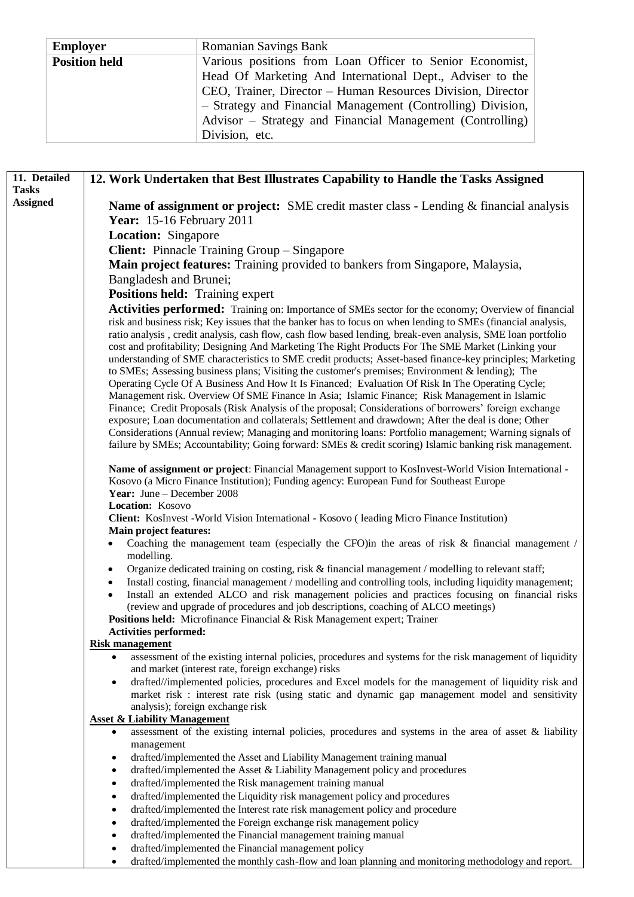| **Employer** | Romanian Savings Bank |
| --- | --- |
| **Position held** | Various positions from Loan Officer to Senior Economist, Head Of Marketing And International Dept., Adviser to the CEO, Trainer, Director – Human Resources Division, Director – Strategy and Financial Management (Controlling) Division, Advisor – Strategy and Financial Management (Controlling) Division, etc. |

**11. Detailed Tasks Assigned**

## 12. Work Undertaken that Best Illustrates Capability to Handle the Tasks Assigned

**Name of assignment or project:** SME credit master class - Lending & financial analysis
**Year:** 15-16 February 2011
**Location:** Singapore
**Client:** Pinnacle Training Group – Singapore
**Main project features:** Training provided to bankers from Singapore, Malaysia, Bangladesh and Brunei;
**Positions held:** Training expert
**Activities performed:** Training on: Importance of SMEs sector for the economy; Overview of financial risk and business risk; Key issues that the banker has to focus on when lending to SMEs (financial analysis, ratio analysis , credit analysis, cash flow, cash flow based lending, break-even analysis, SME loan portfolio cost and profitability; Designing And Marketing The Right Products For The SME Market (Linking your understanding of SME characteristics to SME credit products; Asset-based finance-key principles; Marketing to SMEs; Assessing business plans; Visiting the customer's premises; Environment & lending); The Operating Cycle Of A Business And How It Is Financed; Evaluation Of Risk In The Operating Cycle; Management risk. Overview Of SME Finance In Asia; Islamic Finance; Risk Management in Islamic Finance; Credit Proposals (Risk Analysis of the proposal; Considerations of borrowers' foreign exchange exposure; Loan documentation and collaterals; Settlement and drawdown; After the deal is done; Other Considerations (Annual review; Managing and monitoring loans: Portfolio management; Warning signals of failure by SMEs; Accountability; Going forward: SMEs & credit scoring) Islamic banking risk management.

**Name of assignment or project**: Financial Management support to KosInvest-World Vision International - Kosovo (a Micro Finance Institution); Funding agency: European Fund for Southeast Europe
**Year:** June – December 2008
**Location:** Kosovo
**Client:** KosInvest -World Vision International - Kosovo ( leading Micro Finance Institution)
**Main project features:**

- Coaching the management team (especially the CFO)in the areas of risk & financial management / modelling.
- Organize dedicated training on costing, risk & financial management / modelling to relevant staff;
- Install costing, financial management / modelling and controlling tools, including liquidity management;
- Install an extended ALCO and risk management policies and practices focusing on financial risks (review and upgrade of procedures and job descriptions, coaching of ALCO meetings)

**Positions held:** Microfinance Financial & Risk Management expert; Trainer
**Activities performed:**

**Risk management**

- assessment of the existing internal policies, procedures and systems for the risk management of liquidity and market (interest rate, foreign exchange) risks
- drafted//implemented policies, procedures and Excel models for the management of liquidity risk and market risk : interest rate risk (using static and dynamic gap management model and sensitivity analysis); foreign exchange risk

**Asset & Liability Management**

- assessment of the existing internal policies, procedures and systems in the area of asset & liability management
- drafted/implemented the Asset and Liability Management training manual
- drafted/implemented the Asset & Liability Management policy and procedures
- drafted/implemented the Risk management training manual
- drafted/implemented the Liquidity risk management policy and procedures
- drafted/implemented the Interest rate risk management policy and procedure
- drafted/implemented the Foreign exchange risk management policy
- drafted/implemented the Financial management training manual
- drafted/implemented the Financial management policy
- drafted/implemented the monthly cash-flow and loan planning and monitoring methodology and report.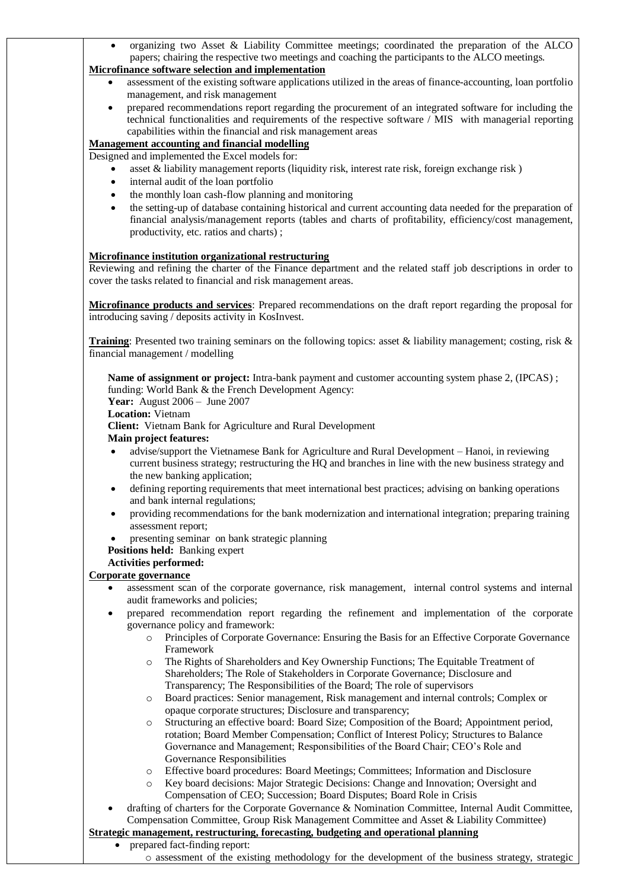- organizing two Asset & Liability Committee meetings; coordinated the preparation of the ALCO papers; chairing the respective two meetings and coaching the participants to the ALCO meetings.

**Microfinance software selection and implementation**

- assessment of the existing software applications utilized in the areas of finance-accounting, loan portfolio management, and risk management
- prepared recommendations report regarding the procurement of an integrated software for including the technical functionalities and requirements of the respective software / MIS with managerial reporting capabilities within the financial and risk management areas

**Management accounting and financial modelling**

Designed and implemented the Excel models for:

- asset & liability management reports (liquidity risk, interest rate risk, foreign exchange risk )
- internal audit of the loan portfolio
- the monthly loan cash-flow planning and monitoring
- the setting-up of database containing historical and current accounting data needed for the preparation of financial analysis/management reports (tables and charts of profitability, efficiency/cost management, productivity, etc. ratios and charts) ;

**Microfinance institution organizational restructuring**

Reviewing and refining the charter of the Finance department and the related staff job descriptions in order to cover the tasks related to financial and risk management areas.

**Microfinance products and services**: Prepared recommendations on the draft report regarding the proposal for introducing saving / deposits activity in KosInvest.

**Training**: Presented two training seminars on the following topics: asset & liability management; costing, risk & financial management / modelling

**Name of assignment or project:** Intra-bank payment and customer accounting system phase 2, (IPCAS) ; funding: World Bank & the French Development Agency:
**Year:** August 2006 – June 2007
**Location:** Vietnam
**Client:** Vietnam Bank for Agriculture and Rural Development
**Main project features:**

- advise/support the Vietnamese Bank for Agriculture and Rural Development – Hanoi, in reviewing current business strategy; restructuring the HQ and branches in line with the new business strategy and the new banking application;
- defining reporting requirements that meet international best practices; advising on banking operations and bank internal regulations;
- providing recommendations for the bank modernization and international integration; preparing training assessment report;
- presenting seminar on bank strategic planning

**Positions held:** Banking expert
**Activities performed:**

**Corporate governance**

- assessment scan of the corporate governance, risk management, internal control systems and internal audit frameworks and policies;
- prepared recommendation report regarding the refinement and implementation of the corporate governance policy and framework:
  - Principles of Corporate Governance: Ensuring the Basis for an Effective Corporate Governance Framework
  - The Rights of Shareholders and Key Ownership Functions; The Equitable Treatment of Shareholders; The Role of Stakeholders in Corporate Governance; Disclosure and Transparency; The Responsibilities of the Board; The role of supervisors
  - Board practices: Senior management, Risk management and internal controls; Complex or opaque corporate structures; Disclosure and transparency;
  - Structuring an effective board: Board Size; Composition of the Board; Appointment period, rotation; Board Member Compensation; Conflict of Interest Policy; Structures to Balance Governance and Management; Responsibilities of the Board Chair; CEO's Role and Governance Responsibilities
  - Effective board procedures: Board Meetings; Committees; Information and Disclosure
  - Key board decisions: Major Strategic Decisions: Change and Innovation; Oversight and Compensation of CEO; Succession; Board Disputes; Board Role in Crisis
- drafting of charters for the Corporate Governance & Nomination Committee, Internal Audit Committee, Compensation Committee, Group Risk Management Committee and Asset & Liability Committee)

**Strategic management, restructuring, forecasting, budgeting and operational planning**

- prepared fact-finding report:
  - assessment of the existing methodology for the development of the business strategy, strategic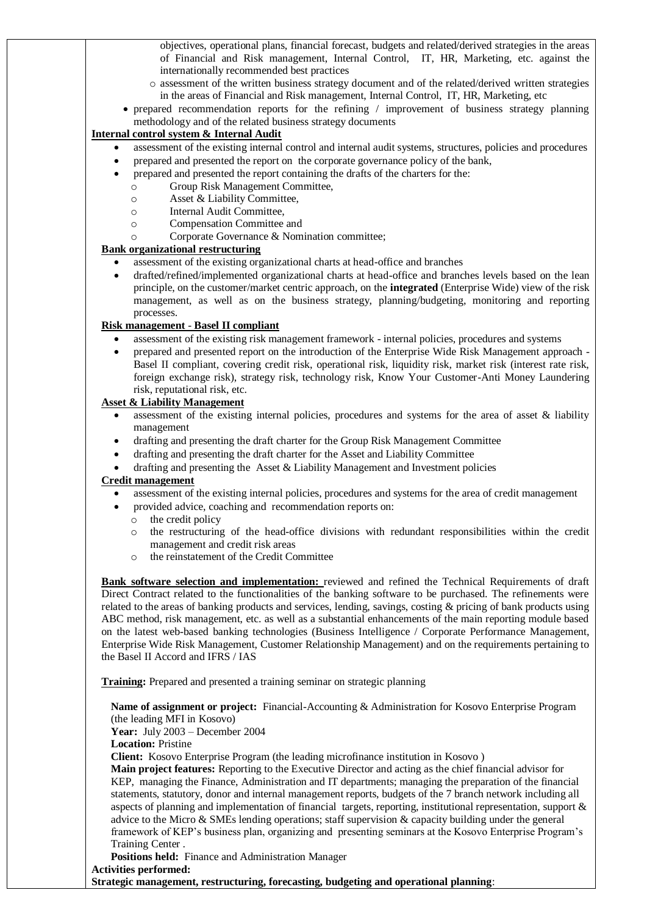objectives, operational plans, financial forecast, budgets and related/derived strategies in the areas of Financial and Risk management, Internal Control, IT, HR, Marketing, etc. against the internationally recommended best practices

- assessment of the written business strategy document and of the related/derived written strategies in the areas of Financial and Risk management, Internal Control, IT, HR, Marketing, etc

- prepared recommendation reports for the refining / improvement of business strategy planning methodology and of the related business strategy documents

**Internal control system & Internal Audit**

- assessment of the existing internal control and internal audit systems, structures, policies and procedures
- prepared and presented the report on the corporate governance policy of the bank,
- prepared and presented the report containing the drafts of the charters for the:
  - Group Risk Management Committee,
  - Asset & Liability Committee,
  - Internal Audit Committee,
  - Compensation Committee and
  - Corporate Governance & Nomination committee;

**Bank organizational restructuring**

- assessment of the existing organizational charts at head-office and branches
- drafted/refined/implemented organizational charts at head-office and branches levels based on the lean principle, on the customer/market centric approach, on the **integrated** (Enterprise Wide) view of the risk management, as well as on the business strategy, planning/budgeting, monitoring and reporting processes.

**Risk management - Basel II compliant**

- assessment of the existing risk management framework - internal policies, procedures and systems
- prepared and presented report on the introduction of the Enterprise Wide Risk Management approach - Basel II compliant, covering credit risk, operational risk, liquidity risk, market risk (interest rate risk, foreign exchange risk), strategy risk, technology risk, Know Your Customer-Anti Money Laundering risk, reputational risk, etc.

**Asset & Liability Management**

- assessment of the existing internal policies, procedures and systems for the area of asset & liability management
- drafting and presenting the draft charter for the Group Risk Management Committee
- drafting and presenting the draft charter for the Asset and Liability Committee
- drafting and presenting the Asset & Liability Management and Investment policies

**Credit management**

- assessment of the existing internal policies, procedures and systems for the area of credit management
- provided advice, coaching and recommendation reports on:
  - the credit policy
  - the restructuring of the head-office divisions with redundant responsibilities within the credit management and credit risk areas
  - the reinstatement of the Credit Committee

**Bank software selection and implementation:** reviewed and refined the Technical Requirements of draft Direct Contract related to the functionalities of the banking software to be purchased. The refinements were related to the areas of banking products and services, lending, savings, costing & pricing of bank products using ABC method, risk management, etc. as well as a substantial enhancements of the main reporting module based on the latest web-based banking technologies (Business Intelligence / Corporate Performance Management, Enterprise Wide Risk Management, Customer Relationship Management) and on the requirements pertaining to the Basel II Accord and IFRS / IAS

**Training:** Prepared and presented a training seminar on strategic planning

**Name of assignment or project:** Financial-Accounting & Administration for Kosovo Enterprise Program (the leading MFI in Kosovo)
**Year:** July 2003 – December 2004
**Location:** Pristine
**Client:** Kosovo Enterprise Program (the leading microfinance institution in Kosovo )
**Main project features:** Reporting to the Executive Director and acting as the chief financial advisor for KEP, managing the Finance, Administration and IT departments; managing the preparation of the financial statements, statutory, donor and internal management reports, budgets of the 7 branch network including all aspects of planning and implementation of financial targets, reporting, institutional representation, support & advice to the Micro & SMEs lending operations; staff supervision & capacity building under the general framework of KEP's business plan, organizing and presenting seminars at the Kosovo Enterprise Program's Training Center .
**Positions held:** Finance and Administration Manager

**Activities performed:**

**Strategic management, restructuring, forecasting, budgeting and operational planning**: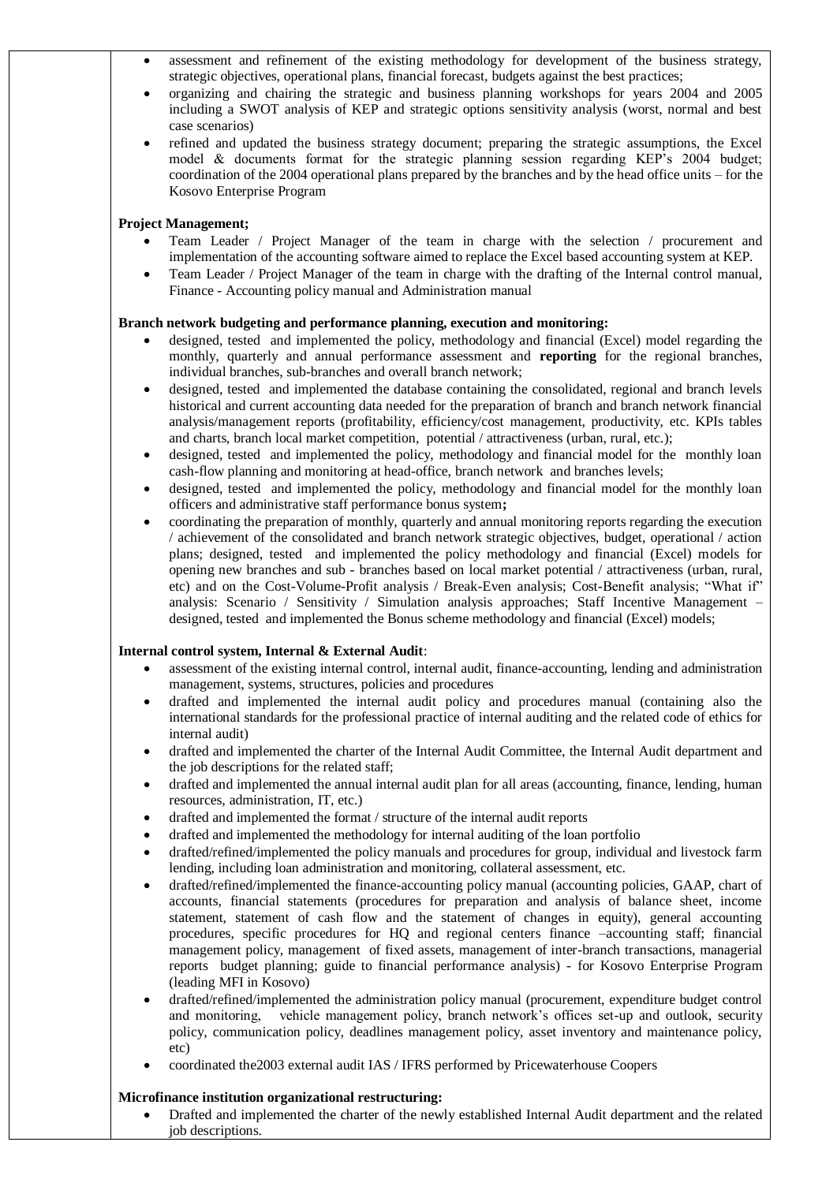- assessment and refinement of the existing methodology for development of the business strategy, strategic objectives, operational plans, financial forecast, budgets against the best practices;
- organizing and chairing the strategic and business planning workshops for years 2004 and 2005 including a SWOT analysis of KEP and strategic options sensitivity analysis (worst, normal and best case scenarios)
- refined and updated the business strategy document; preparing the strategic assumptions, the Excel model & documents format for the strategic planning session regarding KEP's 2004 budget; coordination of the 2004 operational plans prepared by the branches and by the head office units – for the Kosovo Enterprise Program

**Project Management;**

- Team Leader / Project Manager of the team in charge with the selection / procurement and implementation of the accounting software aimed to replace the Excel based accounting system at KEP.
- Team Leader / Project Manager of the team in charge with the drafting of the Internal control manual, Finance - Accounting policy manual and Administration manual

**Branch network budgeting and performance planning, execution and monitoring:**

- designed, tested and implemented the policy, methodology and financial (Excel) model regarding the monthly, quarterly and annual performance assessment and **reporting** for the regional branches, individual branches, sub-branches and overall branch network;
- designed, tested and implemented the database containing the consolidated, regional and branch levels historical and current accounting data needed for the preparation of branch and branch network financial analysis/management reports (profitability, efficiency/cost management, productivity, etc. KPIs tables and charts, branch local market competition, potential / attractiveness (urban, rural, etc.);
- designed, tested and implemented the policy, methodology and financial model for the monthly loan cash-flow planning and monitoring at head-office, branch network and branches levels;
- designed, tested and implemented the policy, methodology and financial model for the monthly loan officers and administrative staff performance bonus system**;**
- coordinating the preparation of monthly, quarterly and annual monitoring reports regarding the execution / achievement of the consolidated and branch network strategic objectives, budget, operational / action plans; designed, tested and implemented the policy methodology and financial (Excel) models for opening new branches and sub - branches based on local market potential / attractiveness (urban, rural, etc) and on the Cost-Volume-Profit analysis / Break-Even analysis; Cost-Benefit analysis; "What if" analysis: Scenario / Sensitivity / Simulation analysis approaches; Staff Incentive Management – designed, tested and implemented the Bonus scheme methodology and financial (Excel) models;

**Internal control system, Internal & External Audit**:

- assessment of the existing internal control, internal audit, finance-accounting, lending and administration management, systems, structures, policies and procedures
- drafted and implemented the internal audit policy and procedures manual (containing also the international standards for the professional practice of internal auditing and the related code of ethics for internal audit)
- drafted and implemented the charter of the Internal Audit Committee, the Internal Audit department and the job descriptions for the related staff;
- drafted and implemented the annual internal audit plan for all areas (accounting, finance, lending, human resources, administration, IT, etc.)
- drafted and implemented the format / structure of the internal audit reports
- drafted and implemented the methodology for internal auditing of the loan portfolio
- drafted/refined/implemented the policy manuals and procedures for group, individual and livestock farm lending, including loan administration and monitoring, collateral assessment, etc.
- drafted/refined/implemented the finance-accounting policy manual (accounting policies, GAAP, chart of accounts, financial statements (procedures for preparation and analysis of balance sheet, income statement, statement of cash flow and the statement of changes in equity), general accounting procedures, specific procedures for HQ and regional centers finance –accounting staff; financial management policy, management of fixed assets, management of inter-branch transactions, managerial reports budget planning; guide to financial performance analysis) - for Kosovo Enterprise Program (leading MFI in Kosovo)
- drafted/refined/implemented the administration policy manual (procurement, expenditure budget control and monitoring, vehicle management policy, branch network's offices set-up and outlook, security policy, communication policy, deadlines management policy, asset inventory and maintenance policy, etc)
- coordinated the2003 external audit IAS / IFRS performed by Pricewaterhouse Coopers

**Microfinance institution organizational restructuring:**

- Drafted and implemented the charter of the newly established Internal Audit department and the related job descriptions.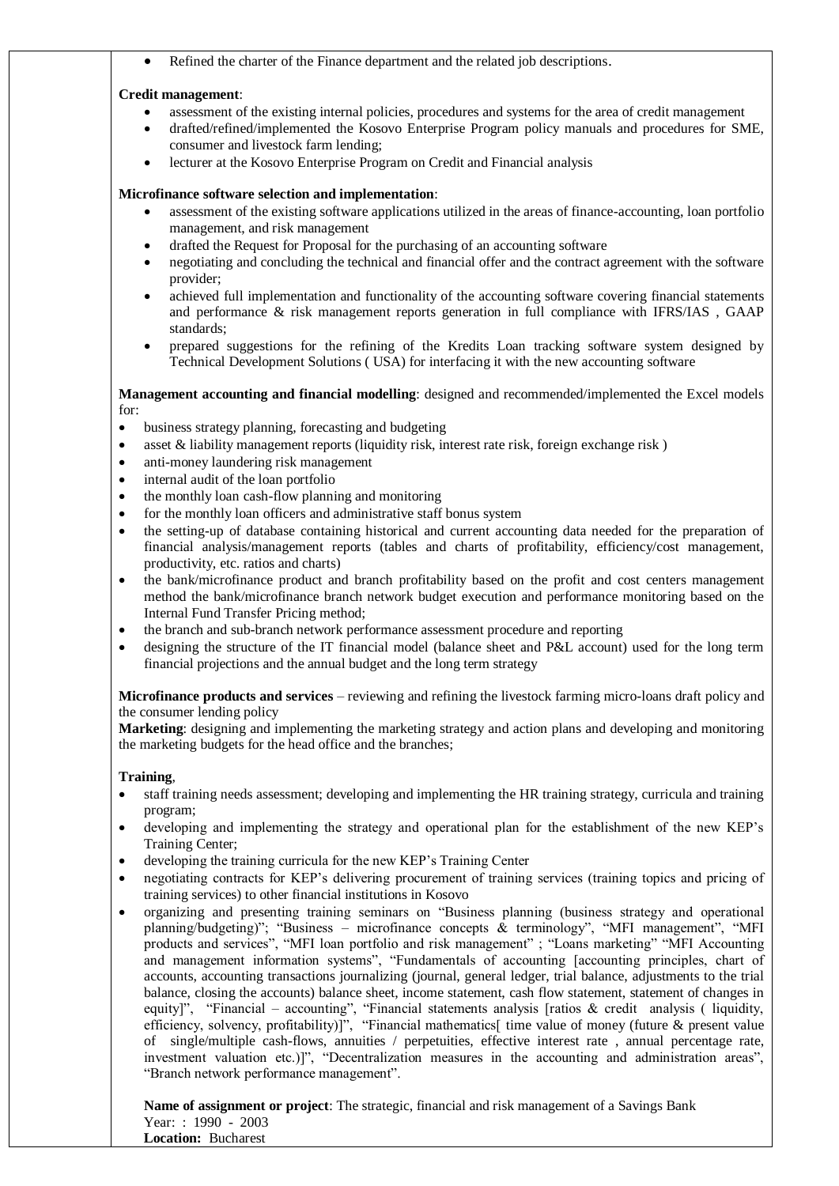- Refined the charter of the Finance department and the related job descriptions.

**Credit management**:

- assessment of the existing internal policies, procedures and systems for the area of credit management
- drafted/refined/implemented the Kosovo Enterprise Program policy manuals and procedures for SME, consumer and livestock farm lending;
- lecturer at the Kosovo Enterprise Program on Credit and Financial analysis

**Microfinance software selection and implementation**:

- assessment of the existing software applications utilized in the areas of finance-accounting, loan portfolio management, and risk management
- drafted the Request for Proposal for the purchasing of an accounting software
- negotiating and concluding the technical and financial offer and the contract agreement with the software provider;
- achieved full implementation and functionality of the accounting software covering financial statements and performance & risk management reports generation in full compliance with IFRS/IAS , GAAP standards;
- prepared suggestions for the refining of the Kredits Loan tracking software system designed by Technical Development Solutions ( USA) for interfacing it with the new accounting software

**Management accounting and financial modelling**: designed and recommended/implemented the Excel models for:

- business strategy planning, forecasting and budgeting
- asset & liability management reports (liquidity risk, interest rate risk, foreign exchange risk )
- anti-money laundering risk management
- internal audit of the loan portfolio
- the monthly loan cash-flow planning and monitoring
- for the monthly loan officers and administrative staff bonus system
- the setting-up of database containing historical and current accounting data needed for the preparation of financial analysis/management reports (tables and charts of profitability, efficiency/cost management, productivity, etc. ratios and charts)
- the bank/microfinance product and branch profitability based on the profit and cost centers management method the bank/microfinance branch network budget execution and performance monitoring based on the Internal Fund Transfer Pricing method;
- the branch and sub-branch network performance assessment procedure and reporting
- designing the structure of the IT financial model (balance sheet and P&L account) used for the long term financial projections and the annual budget and the long term strategy

**Microfinance products and services** – reviewing and refining the livestock farming micro-loans draft policy and the consumer lending policy

**Marketing**: designing and implementing the marketing strategy and action plans and developing and monitoring the marketing budgets for the head office and the branches;

**Training**,

- staff training needs assessment; developing and implementing the HR training strategy, curricula and training program;
- developing and implementing the strategy and operational plan for the establishment of the new KEP's Training Center;
- developing the training curricula for the new KEP's Training Center
- negotiating contracts for KEP's delivering procurement of training services (training topics and pricing of training services) to other financial institutions in Kosovo
- organizing and presenting training seminars on "Business planning (business strategy and operational planning/budgeting)"; "Business – microfinance concepts & terminology", "MFI management", "MFI products and services", "MFI loan portfolio and risk management" ; "Loans marketing" "MFI Accounting and management information systems", "Fundamentals of accounting [accounting principles, chart of accounts, accounting transactions journalizing (journal, general ledger, trial balance, adjustments to the trial balance, closing the accounts) balance sheet, income statement, cash flow statement, statement of changes in equity]", "Financial – accounting", "Financial statements analysis [ratios & credit analysis ( liquidity, efficiency, solvency, profitability)]", "Financial mathematics[ time value of money (future & present value of single/multiple cash-flows, annuities / perpetuities, effective interest rate , annual percentage rate, investment valuation etc.)]", "Decentralization measures in the accounting and administration areas", "Branch network performance management".

**Name of assignment or project**: The strategic, financial and risk management of a Savings Bank
Year: : 1990 - 2003
**Location:** Bucharest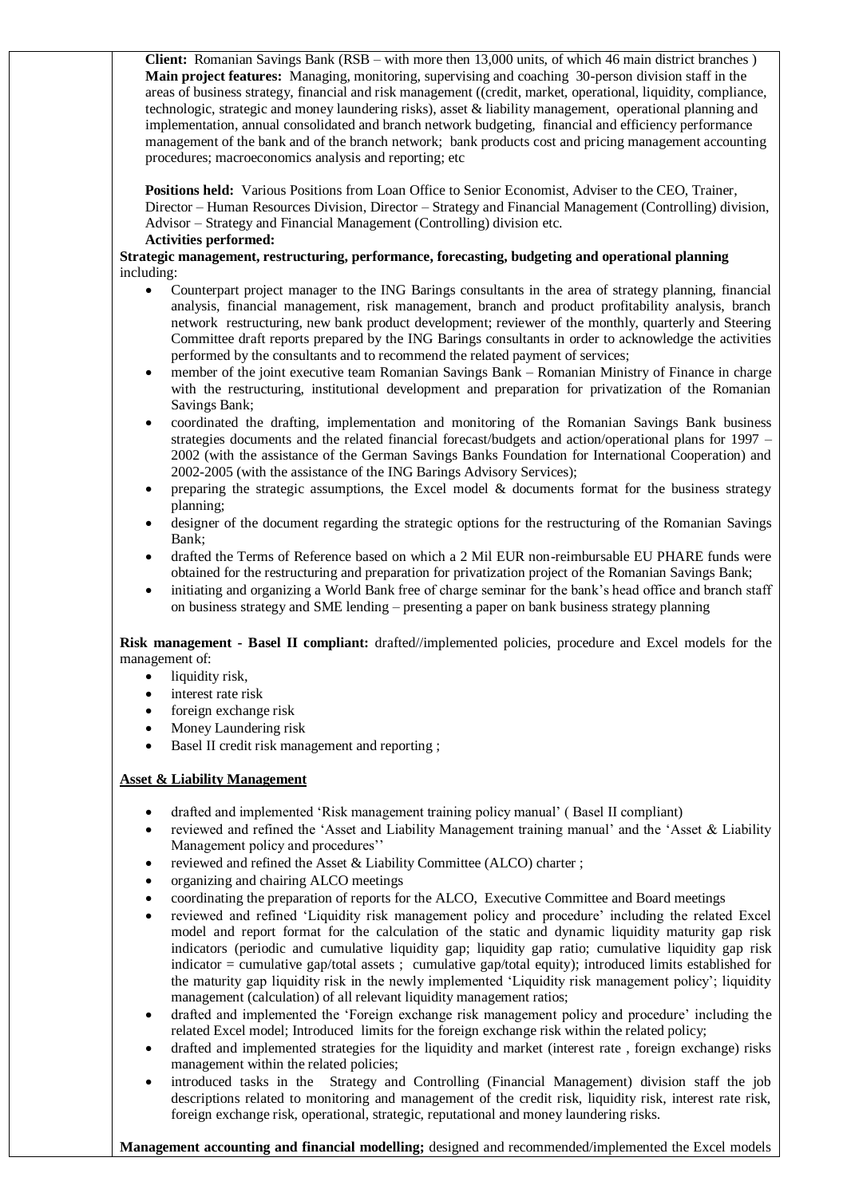**Client:** Romanian Savings Bank (RSB – with more then 13,000 units, of which 46 main district branches )
**Main project features:** Managing, monitoring, supervising and coaching 30-person division staff in the areas of business strategy, financial and risk management ((credit, market, operational, liquidity, compliance, technologic, strategic and money laundering risks), asset & liability management, operational planning and implementation, annual consolidated and branch network budgeting, financial and efficiency performance management of the bank and of the branch network; bank products cost and pricing management accounting procedures; macroeconomics analysis and reporting; etc

**Positions held:** Various Positions from Loan Office to Senior Economist, Adviser to the CEO, Trainer, Director – Human Resources Division, Director – Strategy and Financial Management (Controlling) division, Advisor – Strategy and Financial Management (Controlling) division etc.
**Activities performed:**

**Strategic management, restructuring, performance, forecasting, budgeting and operational planning** including:

- Counterpart project manager to the ING Barings consultants in the area of strategy planning, financial analysis, financial management, risk management, branch and product profitability analysis, branch network restructuring, new bank product development; reviewer of the monthly, quarterly and Steering Committee draft reports prepared by the ING Barings consultants in order to acknowledge the activities performed by the consultants and to recommend the related payment of services;
- member of the joint executive team Romanian Savings Bank – Romanian Ministry of Finance in charge with the restructuring, institutional development and preparation for privatization of the Romanian Savings Bank;
- coordinated the drafting, implementation and monitoring of the Romanian Savings Bank business strategies documents and the related financial forecast/budgets and action/operational plans for 1997 – 2002 (with the assistance of the German Savings Banks Foundation for International Cooperation) and 2002-2005 (with the assistance of the ING Barings Advisory Services);
- preparing the strategic assumptions, the Excel model & documents format for the business strategy planning;
- designer of the document regarding the strategic options for the restructuring of the Romanian Savings Bank;
- drafted the Terms of Reference based on which a 2 Mil EUR non-reimbursable EU PHARE funds were obtained for the restructuring and preparation for privatization project of the Romanian Savings Bank;
- initiating and organizing a World Bank free of charge seminar for the bank's head office and branch staff on business strategy and SME lending – presenting a paper on bank business strategy planning

**Risk management - Basel II compliant:** drafted//implemented policies, procedure and Excel models for the management of:

- liquidity risk,
- interest rate risk
- foreign exchange risk
- Money Laundering risk
- Basel II credit risk management and reporting ;

**Asset & Liability Management**

- drafted and implemented 'Risk management training policy manual' ( Basel II compliant)
- reviewed and refined the 'Asset and Liability Management training manual' and the 'Asset & Liability Management policy and procedures''
- reviewed and refined the Asset & Liability Committee (ALCO) charter ;
- organizing and chairing ALCO meetings
- coordinating the preparation of reports for the ALCO, Executive Committee and Board meetings
- reviewed and refined 'Liquidity risk management policy and procedure' including the related Excel model and report format for the calculation of the static and dynamic liquidity maturity gap risk indicators (periodic and cumulative liquidity gap; liquidity gap ratio; cumulative liquidity gap risk indicator = cumulative gap/total assets ; cumulative gap/total equity); introduced limits established for the maturity gap liquidity risk in the newly implemented 'Liquidity risk management policy'; liquidity management (calculation) of all relevant liquidity management ratios;
- drafted and implemented the 'Foreign exchange risk management policy and procedure' including the related Excel model; Introduced limits for the foreign exchange risk within the related policy;
- drafted and implemented strategies for the liquidity and market (interest rate , foreign exchange) risks management within the related policies;
- introduced tasks in the Strategy and Controlling (Financial Management) division staff the job descriptions related to monitoring and management of the credit risk, liquidity risk, interest rate risk, foreign exchange risk, operational, strategic, reputational and money laundering risks.

**Management accounting and financial modelling;** designed and recommended/implemented the Excel models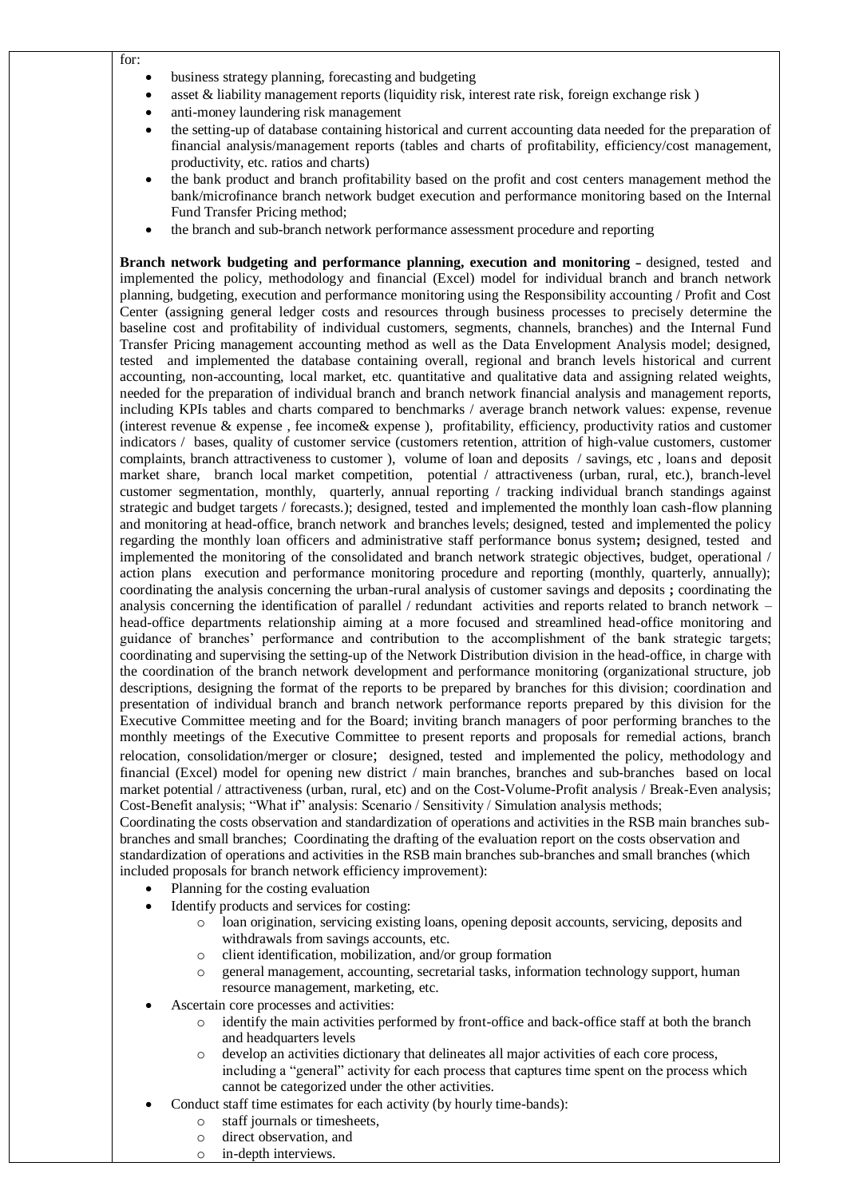for:

- business strategy planning, forecasting and budgeting
- asset & liability management reports (liquidity risk, interest rate risk, foreign exchange risk )
- anti-money laundering risk management
- the setting-up of database containing historical and current accounting data needed for the preparation of financial analysis/management reports (tables and charts of profitability, efficiency/cost management, productivity, etc. ratios and charts)
- the bank product and branch profitability based on the profit and cost centers management method the bank/microfinance branch network budget execution and performance monitoring based on the Internal Fund Transfer Pricing method;
- the branch and sub-branch network performance assessment procedure and reporting

**Branch network budgeting and performance planning, execution and monitoring** – designed, tested and implemented the policy, methodology and financial (Excel) model for individual branch and branch network planning, budgeting, execution and performance monitoring using the Responsibility accounting / Profit and Cost Center (assigning general ledger costs and resources through business processes to precisely determine the baseline cost and profitability of individual customers, segments, channels, branches) and the Internal Fund Transfer Pricing management accounting method as well as the Data Envelopment Analysis model; designed, tested and implemented the database containing overall, regional and branch levels historical and current accounting, non-accounting, local market, etc. quantitative and qualitative data and assigning related weights, needed for the preparation of individual branch and branch network financial analysis and management reports, including KPIs tables and charts compared to benchmarks / average branch network values: expense, revenue (interest revenue & expense , fee income& expense ), profitability, efficiency, productivity ratios and customer indicators / bases, quality of customer service (customers retention, attrition of high-value customers, customer complaints, branch attractiveness to customer ), volume of loan and deposits / savings, etc , loans and deposit market share, branch local market competition, potential / attractiveness (urban, rural, etc.), branch-level customer segmentation, monthly, quarterly, annual reporting / tracking individual branch standings against strategic and budget targets / forecasts.); designed, tested and implemented the monthly loan cash-flow planning and monitoring at head-office, branch network and branches levels; designed, tested and implemented the policy regarding the monthly loan officers and administrative staff performance bonus system**;** designed, tested and implemented the monitoring of the consolidated and branch network strategic objectives, budget, operational / action plans execution and performance monitoring procedure and reporting (monthly, quarterly, annually); coordinating the analysis concerning the urban-rural analysis of customer savings and deposits **;** coordinating the analysis concerning the identification of parallel / redundant activities and reports related to branch network – head-office departments relationship aiming at a more focused and streamlined head-office monitoring and guidance of branches' performance and contribution to the accomplishment of the bank strategic targets; coordinating and supervising the setting-up of the Network Distribution division in the head-office, in charge with the coordination of the branch network development and performance monitoring (organizational structure, job descriptions, designing the format of the reports to be prepared by branches for this division; coordination and presentation of individual branch and branch network performance reports prepared by this division for the Executive Committee meeting and for the Board; inviting branch managers of poor performing branches to the monthly meetings of the Executive Committee to present reports and proposals for remedial actions, branch relocation, consolidation/merger or closure; designed, tested and implemented the policy, methodology and financial (Excel) model for opening new district / main branches, branches and sub-branches based on local market potential / attractiveness (urban, rural, etc) and on the Cost-Volume-Profit analysis / Break-Even analysis; Cost-Benefit analysis; "What if" analysis: Scenario / Sensitivity / Simulation analysis methods;

Coordinating the costs observation and standardization of operations and activities in the RSB main branches sub-branches and small branches; Coordinating the drafting of the evaluation report on the costs observation and standardization of operations and activities in the RSB main branches sub-branches and small branches (which included proposals for branch network efficiency improvement):

- Planning for the costing evaluation
- Identify products and services for costing:
  - loan origination, servicing existing loans, opening deposit accounts, servicing, deposits and withdrawals from savings accounts, etc.
  - client identification, mobilization, and/or group formation
  - general management, accounting, secretarial tasks, information technology support, human resource management, marketing, etc.
- Ascertain core processes and activities:
  - identify the main activities performed by front-office and back-office staff at both the branch and headquarters levels
  - develop an activities dictionary that delineates all major activities of each core process, including a "general" activity for each process that captures time spent on the process which cannot be categorized under the other activities.
- Conduct staff time estimates for each activity (by hourly time-bands):
  - staff journals or timesheets,
  - direct observation, and
  - in-depth interviews.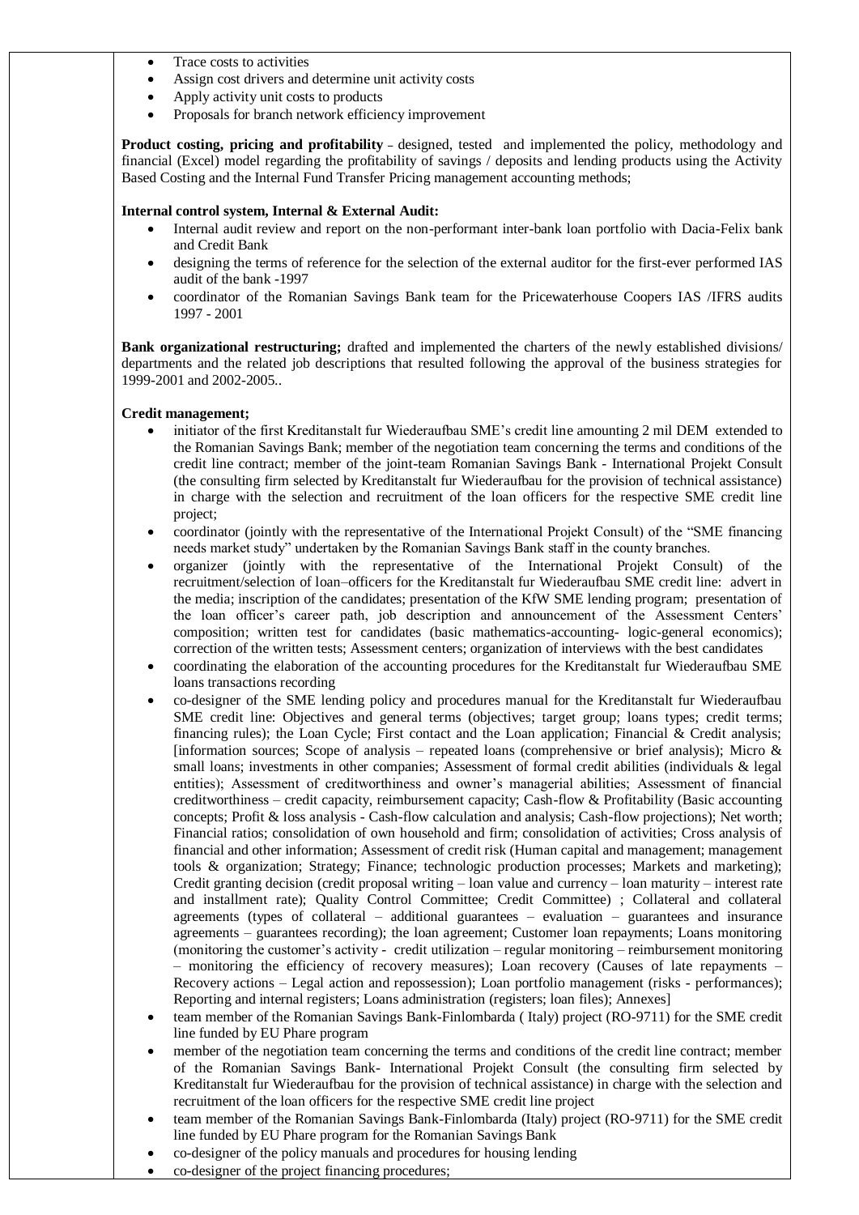- Trace costs to activities
- Assign cost drivers and determine unit activity costs
- Apply activity unit costs to products
- Proposals for branch network efficiency improvement

**Product costing, pricing and profitability** – designed, tested and implemented the policy, methodology and financial (Excel) model regarding the profitability of savings / deposits and lending products using the Activity Based Costing and the Internal Fund Transfer Pricing management accounting methods;

**Internal control system, Internal & External Audit:**

- Internal audit review and report on the non-performant inter-bank loan portfolio with Dacia-Felix bank and Credit Bank
- designing the terms of reference for the selection of the external auditor for the first-ever performed IAS audit of the bank -1997
- coordinator of the Romanian Savings Bank team for the Pricewaterhouse Coopers IAS /IFRS audits 1997 - 2001

**Bank organizational restructuring;** drafted and implemented the charters of the newly established divisions/ departments and the related job descriptions that resulted following the approval of the business strategies for 1999-2001 and 2002-2005..

**Credit management;**

- initiator of the first Kreditanstalt fur Wiederaufbau SME's credit line amounting 2 mil DEM extended to the Romanian Savings Bank; member of the negotiation team concerning the terms and conditions of the credit line contract; member of the joint-team Romanian Savings Bank - International Projekt Consult (the consulting firm selected by Kreditanstalt fur Wiederaufbau for the provision of technical assistance) in charge with the selection and recruitment of the loan officers for the respective SME credit line project;
- coordinator (jointly with the representative of the International Projekt Consult) of the "SME financing needs market study" undertaken by the Romanian Savings Bank staff in the county branches.
- organizer (jointly with the representative of the International Projekt Consult) of the recruitment/selection of loan–officers for the Kreditanstalt fur Wiederaufbau SME credit line: advert in the media; inscription of the candidates; presentation of the KfW SME lending program; presentation of the loan officer's career path, job description and announcement of the Assessment Centers' composition; written test for candidates (basic mathematics-accounting- logic-general economics); correction of the written tests; Assessment centers; organization of interviews with the best candidates
- coordinating the elaboration of the accounting procedures for the Kreditanstalt fur Wiederaufbau SME loans transactions recording
- co-designer of the SME lending policy and procedures manual for the Kreditanstalt fur Wiederaufbau SME credit line: Objectives and general terms (objectives; target group; loans types; credit terms; financing rules); the Loan Cycle; First contact and the Loan application; Financial & Credit analysis; [information sources; Scope of analysis – repeated loans (comprehensive or brief analysis); Micro & small loans; investments in other companies; Assessment of formal credit abilities (individuals & legal entities); Assessment of creditworthiness and owner's managerial abilities; Assessment of financial creditworthiness – credit capacity, reimbursement capacity; Cash-flow & Profitability (Basic accounting concepts; Profit & loss analysis - Cash-flow calculation and analysis; Cash-flow projections); Net worth; Financial ratios; consolidation of own household and firm; consolidation of activities; Cross analysis of financial and other information; Assessment of credit risk (Human capital and management; management tools & organization; Strategy; Finance; technologic production processes; Markets and marketing); Credit granting decision (credit proposal writing – loan value and currency – loan maturity – interest rate and installment rate); Quality Control Committee; Credit Committee) ; Collateral and collateral agreements (types of collateral – additional guarantees – evaluation – guarantees and insurance agreements – guarantees recording); the loan agreement; Customer loan repayments; Loans monitoring (monitoring the customer's activity - credit utilization – regular monitoring – reimbursement monitoring – monitoring the efficiency of recovery measures); Loan recovery (Causes of late repayments – Recovery actions – Legal action and repossession); Loan portfolio management (risks - performances); Reporting and internal registers; Loans administration (registers; loan files); Annexes]
- team member of the Romanian Savings Bank-Finlombarda ( Italy) project (RO-9711) for the SME credit line funded by EU Phare program
- member of the negotiation team concerning the terms and conditions of the credit line contract; member of the Romanian Savings Bank- International Projekt Consult (the consulting firm selected by Kreditanstalt fur Wiederaufbau for the provision of technical assistance) in charge with the selection and recruitment of the loan officers for the respective SME credit line project
- team member of the Romanian Savings Bank-Finlombarda (Italy) project (RO-9711) for the SME credit line funded by EU Phare program for the Romanian Savings Bank
- co-designer of the policy manuals and procedures for housing lending
- co-designer of the project financing procedures;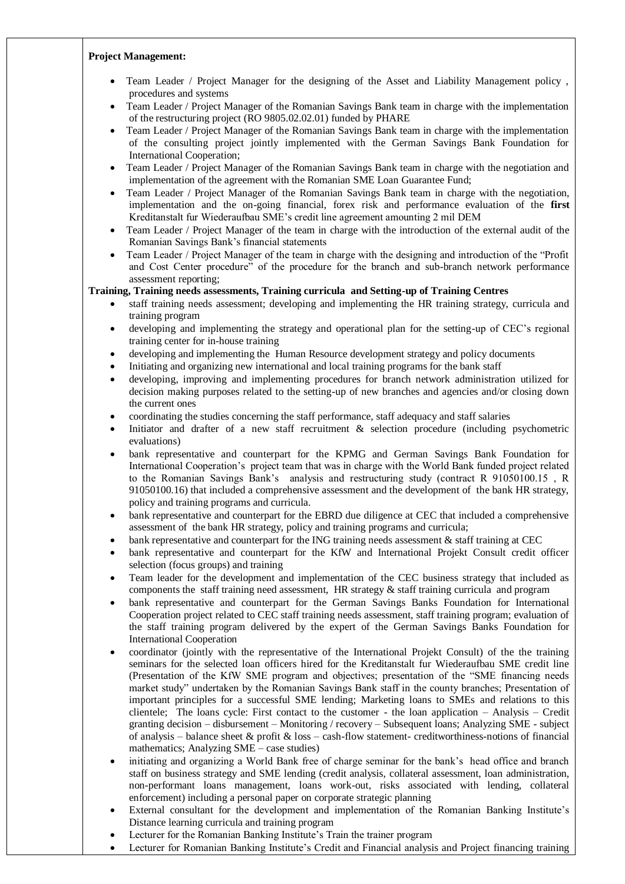**Project Management:**

- Team Leader / Project Manager for the designing of the Asset and Liability Management policy , procedures and systems
- Team Leader / Project Manager of the Romanian Savings Bank team in charge with the implementation of the restructuring project (RO 9805.02.02.01) funded by PHARE
- Team Leader / Project Manager of the Romanian Savings Bank team in charge with the implementation of the consulting project jointly implemented with the German Savings Bank Foundation for International Cooperation;
- Team Leader / Project Manager of the Romanian Savings Bank team in charge with the negotiation and implementation of the agreement with the Romanian SME Loan Guarantee Fund;
- Team Leader / Project Manager of the Romanian Savings Bank team in charge with the negotiation, implementation and the on-going financial, forex risk and performance evaluation of the **first** Kreditanstalt fur Wiederaufbau SME's credit line agreement amounting 2 mil DEM
- Team Leader / Project Manager of the team in charge with the introduction of the external audit of the Romanian Savings Bank's financial statements
- Team Leader / Project Manager of the team in charge with the designing and introduction of the "Profit and Cost Center procedure" of the procedure for the branch and sub-branch network performance assessment reporting;

**Training, Training needs assessments, Training curricula and Setting-up of Training Centres**

- staff training needs assessment; developing and implementing the HR training strategy, curricula and training program
- developing and implementing the strategy and operational plan for the setting-up of CEC's regional training center for in-house training
- developing and implementing the Human Resource development strategy and policy documents
- Initiating and organizing new international and local training programs for the bank staff
- developing, improving and implementing procedures for branch network administration utilized for decision making purposes related to the setting-up of new branches and agencies and/or closing down the current ones
- coordinating the studies concerning the staff performance, staff adequacy and staff salaries
- Initiator and drafter of a new staff recruitment & selection procedure (including psychometric evaluations)
- bank representative and counterpart for the KPMG and German Savings Bank Foundation for International Cooperation's project team that was in charge with the World Bank funded project related to the Romanian Savings Bank's analysis and restructuring study (contract R 91050100.15 , R 91050100.16) that included a comprehensive assessment and the development of the bank HR strategy, policy and training programs and curricula.
- bank representative and counterpart for the EBRD due diligence at CEC that included a comprehensive assessment of the bank HR strategy, policy and training programs and curricula;
- bank representative and counterpart for the ING training needs assessment & staff training at CEC
- bank representative and counterpart for the KfW and International Projekt Consult credit officer selection (focus groups) and training
- Team leader for the development and implementation of the CEC business strategy that included as components the staff training need assessment, HR strategy & staff training curricula and program
- bank representative and counterpart for the German Savings Banks Foundation for International Cooperation project related to CEC staff training needs assessment, staff training program; evaluation of the staff training program delivered by the expert of the German Savings Banks Foundation for International Cooperation
- coordinator (jointly with the representative of the International Projekt Consult) of the the training seminars for the selected loan officers hired for the Kreditanstalt fur Wiederaufbau SME credit line (Presentation of the KfW SME program and objectives; presentation of the "SME financing needs market study" undertaken by the Romanian Savings Bank staff in the county branches; Presentation of important principles for a successful SME lending; Marketing loans to SMEs and relations to this clientele; The loans cycle: First contact to the customer - the loan application – Analysis – Credit granting decision – disbursement – Monitoring / recovery – Subsequent loans; Analyzing SME - subject of analysis – balance sheet & profit & loss – cash-flow statement- creditworthiness-notions of financial mathematics; Analyzing SME – case studies)
- initiating and organizing a World Bank free of charge seminar for the bank's head office and branch staff on business strategy and SME lending (credit analysis, collateral assessment, loan administration, non-performant loans management, loans work-out, risks associated with lending, collateral enforcement) including a personal paper on corporate strategic planning
- External consultant for the development and implementation of the Romanian Banking Institute's Distance learning curricula and training program
- Lecturer for the Romanian Banking Institute's Train the trainer program
- Lecturer for Romanian Banking Institute's Credit and Financial analysis and Project financing training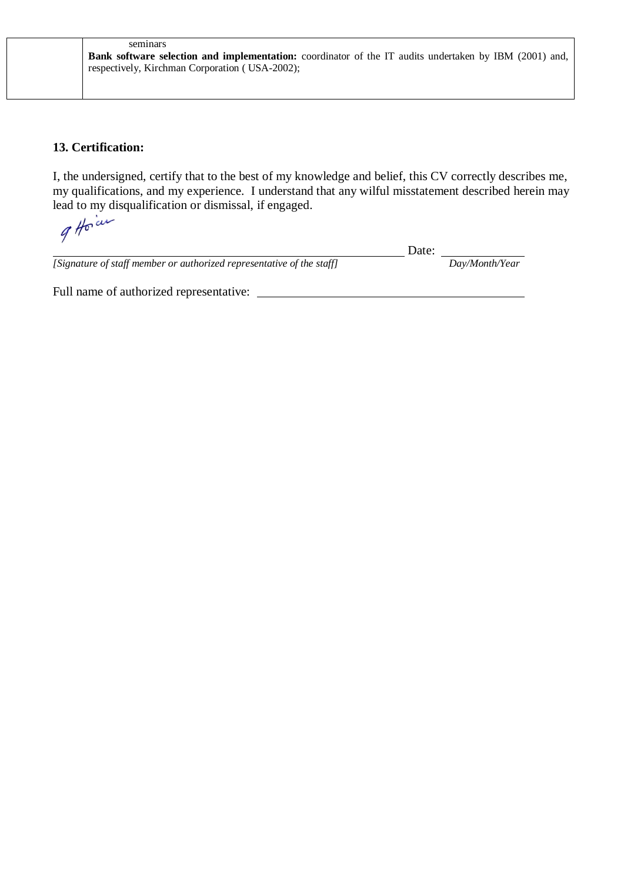| | |
|---|---|
| | seminars<br>**Bank software selection and implementation:** coordinator of the IT audits undertaken by IBM (2001) and, respectively, Kirchman Corporation ( USA-2002); |

**13. Certification:**

I, the undersigned, certify that to the best of my knowledge and belief, this CV correctly describes me, my qualifications, and my experience. I understand that any wilful misstatement described herein may lead to my disqualification or dismissal, if engaged.

Date: \_\_\_\_\_\_\_\_\_\_\_\_\_

*[Signature of staff member or authorized representative of the staff]* *Day/Month/Year*

Full name of authorized representative: \_\_\_\_\_\_\_\_\_\_\_\_\_\_\_\_\_\_\_\_\_\_\_\_\_\_\_\_\_\_\_\_\_\_\_\_\_\_\_\_